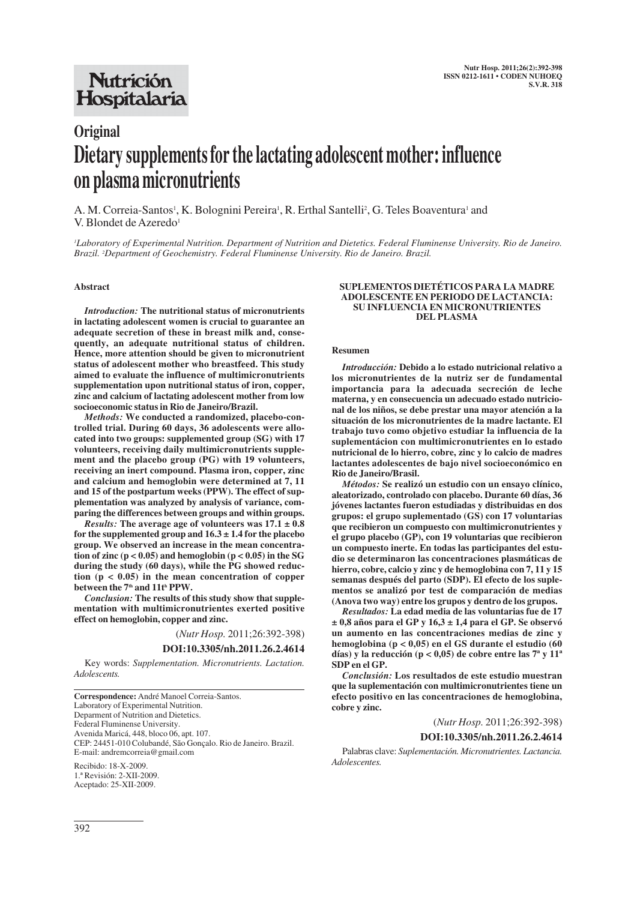# Original

# Dietary supplements for the lactating adolescent mother: influence on plasma micronutrients

A. M. Correia-Santos[1], K. Bolognini Pereira[1], R. Erthal Santelli[2], G. Teles Boaventura[1] and V. Blondet de Azeredo[1]

[1]*Laboratory of Experimental Nutrition. Department of Nutrition and Dietetics. Federal Fluminense University. Rio de Janeiro. Brazil.* [2]*Department of Geochemistry. Federal Fluminense University. Rio de Janeiro. Brazil.*

## Abstract

***Introduction:*** **The nutritional status of micronutrients in lactating adolescent women is crucial to guarantee an adequate secretion of these in breast milk and, consequently, an adequate nutritional status of children. Hence, more attention should be given to micronutrient status of adolescent mother who breastfeed. This study aimed to evaluate the influence of multimicronutrients supplementation upon nutritional status of iron, copper, zinc and calcium of lactating adolescent mother from low socioeconomic status in Rio de Janeiro/Brazil.**

***Methods:*** **We conducted a randomized, placebo-controlled trial. During 60 days, 36 adolescents were allocated into two groups: supplemented group (SG) with 17 volunteers, receiving daily multimicronutrients supplement and the placebo group (PG) with 19 volunteers, receiving an inert compound. Plasma iron, copper, zinc and calcium and hemoglobin were determined at 7, 11 and 15 of the postpartum weeks (PPW). The effect of supplementation was analyzed by analysis of variance, comparing the differences between groups and within groups.**

***Results:*** **The average age of volunteers was 17.1 ± 0.8 for the supplemented group and 16.3 ± 1.4 for the placebo group. We observed an increase in the mean concentration of zinc ($p < 0.05$) and hemoglobin ($p < 0.05$) in the SG during the study (60 days), while the PG showed reduction ($p < 0.05$) in the mean concentration of copper between the 7$^{th}$ and 11$^{th}$ PPW.**

***Conclusion:*** **The results of this study show that supplementation with multimicronutrients exerted positive effect on hemoglobin, copper and zinc.**

(*Nutr Hosp.* 2011;26:392-398)

**DOI:10.3305/nh.2011.26.2.4614**

Key words: *Supplementation. Micronutrients. Lactation. Adolescents.*

**SUPLEMENTOS DIETÉTICOS PARA LA MADRE ADOLESCENTE EN PERIODO DE LACTANCIA: SU INFLUENCIA EN MICRONUTRIENTES DEL PLASMA**

## Resumen

***Introducción:*** **Debido a lo estado nutricional relativo a los micronutrientes de la nutriz ser de fundamental importancia para la adecuada secreción de leche materna, y en consecuencia un adecuado estado nutricional de los niños, se debe prestar una mayor atención a la situación de los micronutrientes de la madre lactante. El trabajo tuvo como objetivo estudiar la influencia de la suplementácion con multimicronutrientes en lo estado nutricional de lo hierro, cobre, zinc y lo calcio de madres lactantes adolescentes de bajo nivel socioeconómico en Rio de Janeiro/Brasil.**

***Métodos:*** **Se realizó un estudio con un ensayo clínico, aleatorizado, controlado con placebo. Durante 60 días, 36 jóvenes lactantes fueron estudiadas y distribuidas en dos grupos: el grupo suplementado (GS) con 17 voluntarias que recibieron un compuesto con multimicronutrientes y el grupo placebo (GP), con 19 voluntarias que recibieron un compuesto inerte. En todas las participantes del estudio se determinaron las concentraciones plasmáticas de hierro, cobre, calcio y zinc y de hemoglobina con 7, 11 y 15 semanas después del parto (SDP). El efecto de los suplementos se analizó por test de comparación de medias (Anova two way) entre los grupos y dentro de los grupos.**

***Resultados:*** **La edad media de las voluntarias fue de 17 ± 0,8 años para el GP y 16,3 ± 1,4 para el GP. Se observó un aumento en las concentraciones medias de zinc y hemoglobina ($p < 0{,}05$) en el GS durante el estudio (60 días) y la reducción ($p < 0{,}05$) de cobre entre las 7ª y 11ª SDP en el GP.**

***Conclusión:*** **Los resultados de este estudio muestran que la suplementación con multimicronutrientes tiene un efecto positivo en las concentraciones de hemoglobina, cobre y zinc.**

(*Nutr Hosp.* 2011;26:392-398)

**DOI:10.3305/nh.2011.26.2.4614**

Palabras clave: *Suplementación. Micronutrientes. Lactancia. Adolescentes.*

---

**Correspondence:** André Manoel Correia-Santos.
Laboratory of Experimental Nutrition.
Deparment of Nutrition and Dietetics.
Federal Fluminense University.
Avenida Maricá, 448, bloco 06, apt. 107.
CEP: 24451-010 Colubandé, São Gonçalo. Rio de Janeiro. Brazil.
E-mail: andremcorreia@gmail.com

Recibido: 18-X-2009.
1.ª Revisión: 2-XII-2009.
Aceptado: 25-XII-2009.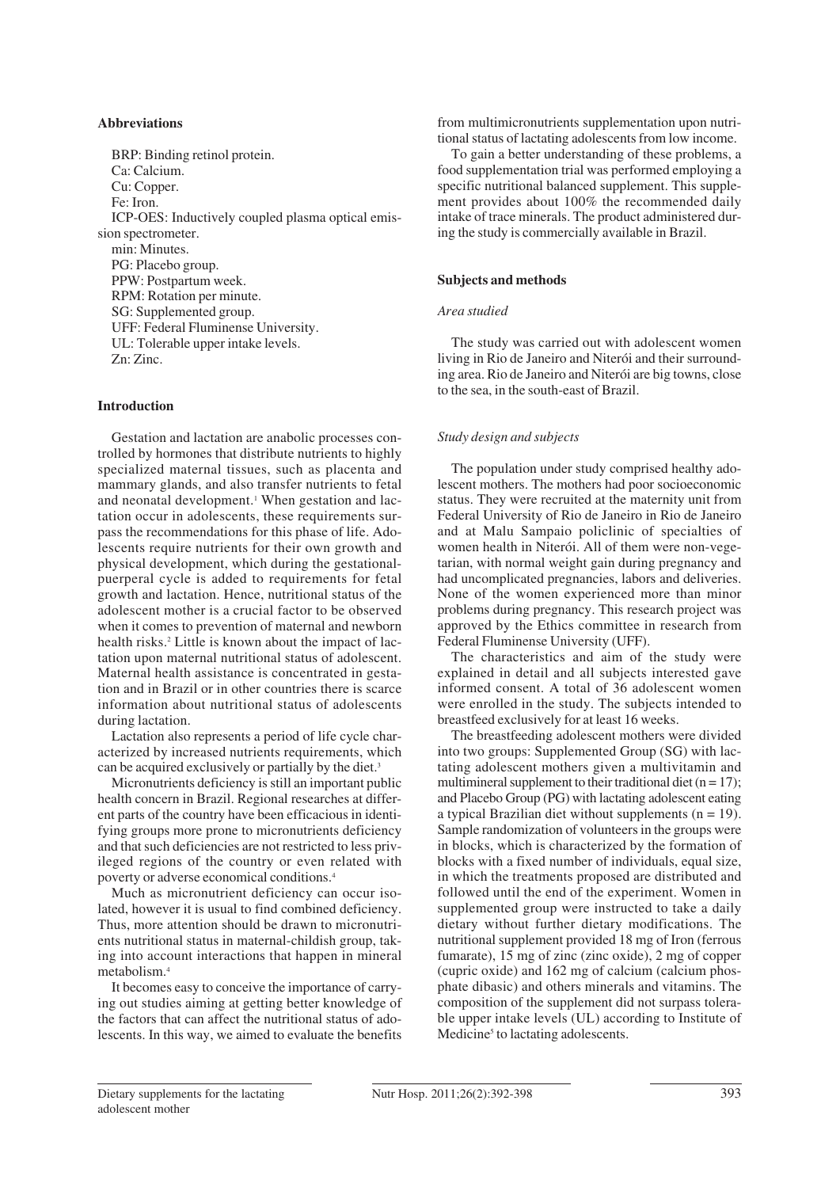### Abbreviations

BRP: Binding retinol protein.
Ca: Calcium.
Cu: Copper.
Fe: Iron.
ICP-OES: Inductively coupled plasma optical emission spectrometer.
min: Minutes.
PG: Placebo group.
PPW: Postpartum week.
RPM: Rotation per minute.
SG: Supplemented group.
UFF: Federal Fluminense University.
UL: Tolerable upper intake levels.
Zn: Zinc.

### Introduction

Gestation and lactation are anabolic processes controlled by hormones that distribute nutrients to highly specialized maternal tissues, such as placenta and mammary glands, and also transfer nutrients to fetal and neonatal development.[1] When gestation and lactation occur in adolescents, these requirements surpass the recommendations for this phase of life. Adolescents require nutrients for their own growth and physical development, which during the gestational-puerperal cycle is added to requirements for fetal growth and lactation. Hence, nutritional status of the adolescent mother is a crucial factor to be observed when it comes to prevention of maternal and newborn health risks.[2] Little is known about the impact of lactation upon maternal nutritional status of adolescent. Maternal health assistance is concentrated in gestation and in Brazil or in other countries there is scarce information about nutritional status of adolescents during lactation.

Lactation also represents a period of life cycle characterized by increased nutrients requirements, which can be acquired exclusively or partially by the diet.[3]

Micronutrients deficiency is still an important public health concern in Brazil. Regional researches at different parts of the country have been efficacious in identifying groups more prone to micronutrients deficiency and that such deficiencies are not restricted to less privileged regions of the country or even related with poverty or adverse economical conditions.[4]

Much as micronutrient deficiency can occur isolated, however it is usual to find combined deficiency. Thus, more attention should be drawn to micronutrients nutritional status in maternal-childish group, taking into account interactions that happen in mineral metabolism.[4]

It becomes easy to conceive the importance of carrying out studies aiming at getting better knowledge of the factors that can affect the nutritional status of adolescents. In this way, we aimed to evaluate the benefits from multimicronutrients supplementation upon nutritional status of lactating adolescents from low income.

To gain a better understanding of these problems, a food supplementation trial was performed employing a specific nutritional balanced supplement. This supplement provides about 100% the recommended daily intake of trace minerals. The product administered during the study is commercially available in Brazil.

### Subjects and methods

#### *Area studied*

The study was carried out with adolescent women living in Rio de Janeiro and Niterói and their surrounding area. Rio de Janeiro and Niterói are big towns, close to the sea, in the south-east of Brazil.

#### *Study design and subjects*

The population under study comprised healthy adolescent mothers. The mothers had poor socioeconomic status. They were recruited at the maternity unit from Federal University of Rio de Janeiro in Rio de Janeiro and at Malu Sampaio policlinic of specialties of women health in Niterói. All of them were non-vegetarian, with normal weight gain during pregnancy and had uncomplicated pregnancies, labors and deliveries. None of the women experienced more than minor problems during pregnancy. This research project was approved by the Ethics committee in research from Federal Fluminense University (UFF).

The characteristics and aim of the study were explained in detail and all subjects interested gave informed consent. A total of 36 adolescent women were enrolled in the study. The subjects intended to breastfeed exclusively for at least 16 weeks.

The breastfeeding adolescent mothers were divided into two groups: Supplemented Group (SG) with lactating adolescent mothers given a multivitamin and multimineral supplement to their traditional diet ($n = 17$); and Placebo Group (PG) with lactating adolescent eating a typical Brazilian diet without supplements ($n = 19$). Sample randomization of volunteers in the groups were in blocks, which is characterized by the formation of blocks with a fixed number of individuals, equal size, in which the treatments proposed are distributed and followed until the end of the experiment. Women in supplemented group were instructed to take a daily dietary without further dietary modifications. The nutritional supplement provided 18 mg of Iron (ferrous fumarate), 15 mg of zinc (zinc oxide), 2 mg of copper (cupric oxide) and 162 mg of calcium (calcium phosphate dibasic) and others minerals and vitamins. The composition of the supplement did not surpass tolerable upper intake levels (UL) according to Institute of Medicine[5] to lactating adolescents.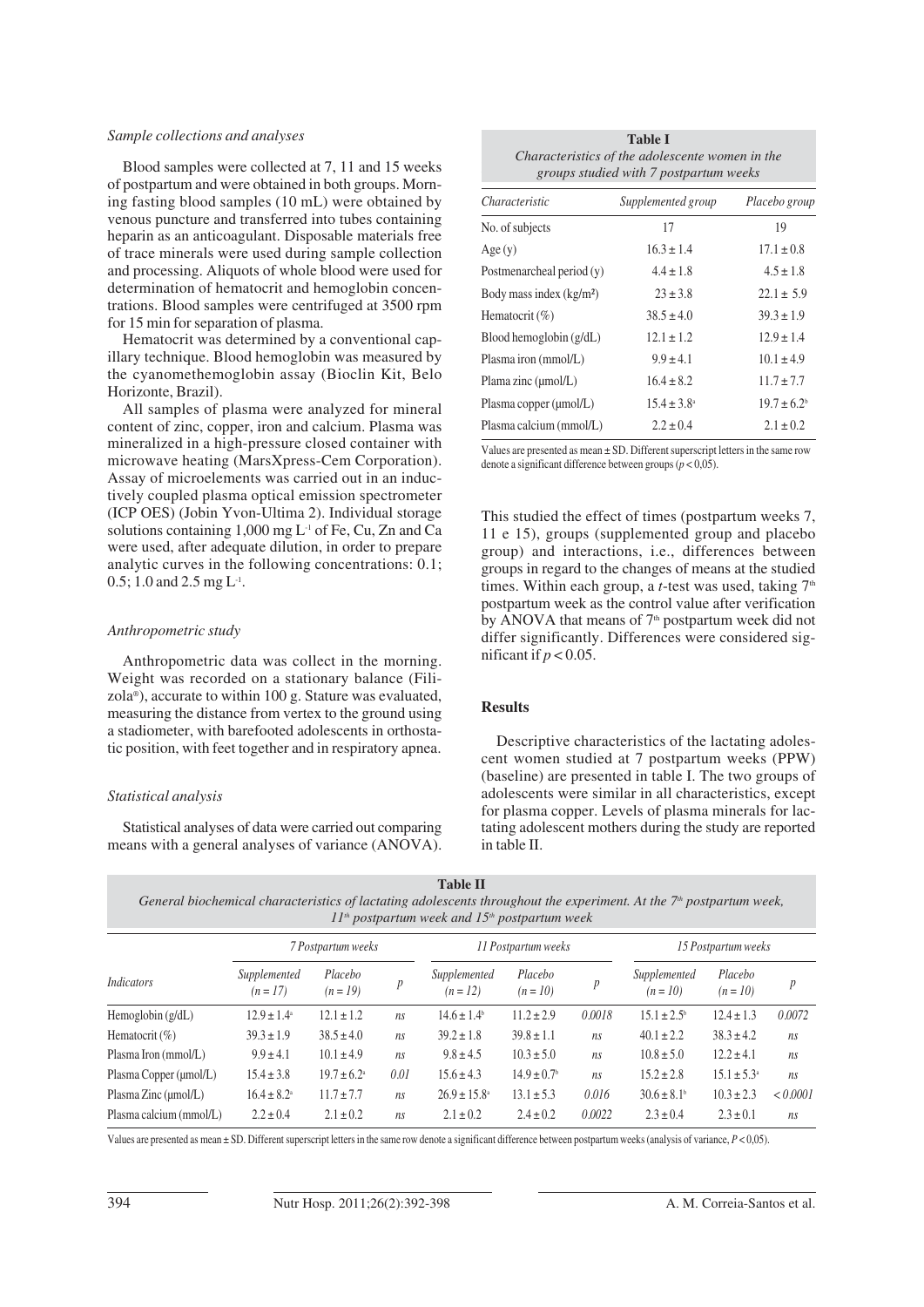### *Sample collections and analyses*

Blood samples were collected at 7, 11 and 15 weeks of postpartum and were obtained in both groups. Morning fasting blood samples (10 mL) were obtained by venous puncture and transferred into tubes containing heparin as an anticoagulant. Disposable materials free of trace minerals were used during sample collection and processing. Aliquots of whole blood were used for determination of hematocrit and hemoglobin concentrations. Blood samples were centrifuged at 3500 rpm for 15 min for separation of plasma.

Hematocrit was determined by a conventional capillary technique. Blood hemoglobin was measured by the cyanomethemoglobin assay (Bioclin Kit, Belo Horizonte, Brazil).

All samples of plasma were analyzed for mineral content of zinc, copper, iron and calcium. Plasma was mineralized in a high-pressure closed container with microwave heating (MarsXpress-Cem Corporation). Assay of microelements was carried out in an inductively coupled plasma optical emission spectrometer (ICP OES) (Jobin Yvon-Ultima 2). Individual storage solutions containing 1,000 mg $L^{-1}$ of Fe, Cu, Zn and Ca were used, after adequate dilution, in order to prepare analytic curves in the following concentrations: 0.1; 0.5; 1.0 and 2.5 mg $L^{-1}$.

### *Anthropometric study*

Anthropometric data was collect in the morning. Weight was recorded on a stationary balance (Filizola®), accurate to within 100 g. Stature was evaluated, measuring the distance from vertex to the ground using a stadiometer, with barefooted adolescents in orthostatic position, with feet together and in respiratory apnea.

### *Statistical analysis*

Statistical analyses of data were carried out comparing means with a general analyses of variance (ANOVA). This studied the effect of times (postpartum weeks 7, 11 e 15), groups (supplemented group and placebo group) and interactions, i.e., differences between groups in regard to the changes of means at the studied times. Within each group, a *t*-test was used, taking 7th postpartum week as the control value after verification by ANOVA that means of 7th postpartum week did not differ significantly. Differences were considered significant if $p < 0.05$.

**Table I**
*Characteristics of the adolescente women in the groups studied with 7 postpartum weeks*

| *Characteristic* | *Supplemented group* | *Placebo group* |
|---|---|---|
| No. of subjects | 17 | 19 |
| Age (y) | 16.3 ± 1.4 | 17.1 ± 0.8 |
| Postmenarcheal period (y) | 4.4 ± 1.8 | 4.5 ± 1.8 |
| Body mass index (kg/m²) | 23 ± 3.8 | 22.1 ± 5.9 |
| Hematocrit (%) | 38.5 ± 4.0 | 39.3 ± 1.9 |
| Blood hemoglobin (g/dL) | 12.1 ± 1.2 | 12.9 ± 1.4 |
| Plasma iron (mmol/L) | 9.9 ± 4.1 | 10.1 ± 4.9 |
| Plama zinc (µmol/L) | 16.4 ± 8.2 | 11.7 ± 7.7 |
| Plasma copper (µmol/L) | 15.4 ± 3.8[a] | 19.7 ± 6.2[b] |
| Plasma calcium (mmol/L) | 2.2 ± 0.4 | 2.1 ± 0.2 |

Values are presented as mean ± SD. Different superscript letters in the same row denote a significant difference between groups ($p < 0,05$).

## Results

Descriptive characteristics of the lactating adolescent women studied at 7 postpartum weeks (PPW) (baseline) are presented in table I. The two groups of adolescents were similar in all characteristics, except for plasma copper. Levels of plasma minerals for lactating adolescent mothers during the study are reported in table II.

**Table II**
*General biochemical characteristics of lactating adolescents throughout the experiment. At the 7th postpartum week, 11th postpartum week and 15th postpartum week*

| *Indicators* | *7 Postpartum weeks* | | | *11 Postpartum weeks* | | | *15 Postpartum weeks* | | |
|---|---|---|---|---|---|---|---|---|---|
| | *Supplemented (n = 17)* | *Placebo (n = 19)* | *p* | *Supplemented (n = 12)* | *Placebo (n = 10)* | *p* | *Supplemented (n = 10)* | *Placebo (n = 10)* | *p* |
| Hemoglobin (g/dL) | 12.9 ± 1.4[a] | 12.1 ± 1.2 | *ns* | 14.6 ± 1.4[b] | 11.2 ± 2.9 | *0.0018* | 15.1 ± 2.5[b] | 12.4 ± 1.3 | *0.0072* |
| Hematocrit (%) | 39.3 ± 1.9 | 38.5 ± 4.0 | *ns* | 39.2 ± 1.8 | 39.8 ± 1.1 | *ns* | 40.1 ± 2.2 | 38.3 ± 4.2 | *ns* |
| Plasma Iron (mmol/L) | 9.9 ± 4.1 | 10.1 ± 4.9 | *ns* | 9.8 ± 4.5 | 10.3 ± 5.0 | *ns* | 10.8 ± 5.0 | 12.2 ± 4.1 | *ns* |
| Plasma Copper (µmol/L) | 15.4 ± 3.8 | 19.7 ± 6.2[a] | *0.01* | 15.6 ± 4.3 | 14.9 ± 0.7[b] | *ns* | 15.2 ± 2.8 | 15.1 ± 5.3[a] | *ns* |
| Plasma Zinc (µmol/L) | 16.4 ± 8.2[a] | 11.7 ± 7.7 | *ns* | 26.9 ± 15.8[a] | 13.1 ± 5.3 | *0.016* | 30.6 ± 8.1[b] | 10.3 ± 2.3 | *< 0.0001* |
| Plasma calcium (mmol/L) | 2.2 ± 0.4 | 2.1 ± 0.2 | *ns* | 2.1 ± 0.2 | 2.4 ± 0.2 | *0.0022* | 2.3 ± 0.4 | 2.3 ± 0.1 | *ns* |

Values are presented as mean ± SD. Different superscript letters in the same row denote a significant difference between postpartum weeks (analysis of variance, $P < 0,05$).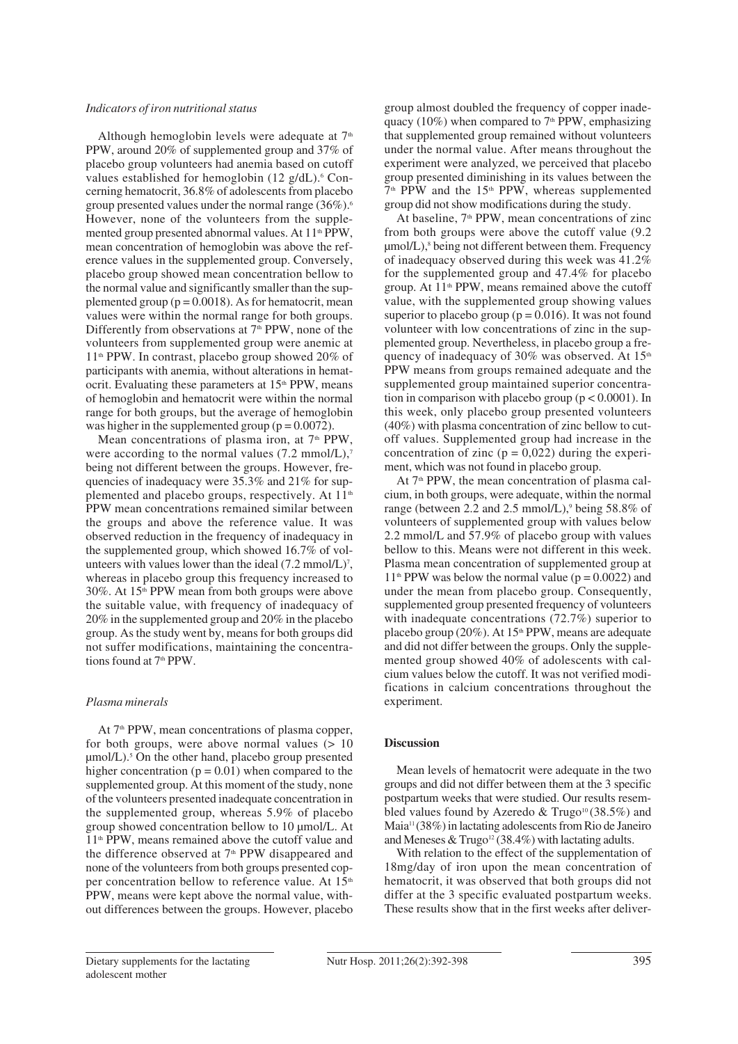### *Indicators of iron nutritional status*

Although hemoglobin levels were adequate at 7th PPW, around 20% of supplemented group and 37% of placebo group volunteers had anemia based on cutoff values established for hemoglobin (12 g/dL).[6] Concerning hematocrit, 36.8% of adolescents from placebo group presented values under the normal range (36%).[6] However, none of the volunteers from the supplemented group presented abnormal values. At 11th PPW, mean concentration of hemoglobin was above the reference values in the supplemented group. Conversely, placebo group showed mean concentration bellow to the normal value and significantly smaller than the supplemented group ($p = 0.0018$). As for hematocrit, mean values were within the normal range for both groups. Differently from observations at 7th PPW, none of the volunteers from supplemented group were anemic at 11th PPW. In contrast, placebo group showed 20% of participants with anemia, without alterations in hematocrit. Evaluating these parameters at 15th PPW, means of hemoglobin and hematocrit were within the normal range for both groups, but the average of hemoglobin was higher in the supplemented group ($p = 0.0072$).

Mean concentrations of plasma iron, at 7th PPW, were according to the normal values (7.2 mmol/L),[7] being not different between the groups. However, frequencies of inadequacy were 35.3% and 21% for supplemented and placebo groups, respectively. At 11th PPW mean concentrations remained similar between the groups and above the reference value. It was observed reduction in the frequency of inadequacy in the supplemented group, which showed 16.7% of volunteers with values lower than the ideal (7.2 mmol/L)[7], whereas in placebo group this frequency increased to 30%. At 15th PPW mean from both groups were above the suitable value, with frequency of inadequacy of 20% in the supplemented group and 20% in the placebo group. As the study went by, means for both groups did not suffer modifications, maintaining the concentrations found at 7th PPW.

### *Plasma minerals*

At 7th PPW, mean concentrations of plasma copper, for both groups, were above normal values (> 10 µmol/L).[5] On the other hand, placebo group presented higher concentration ($p = 0.01$) when compared to the supplemented group. At this moment of the study, none of the volunteers presented inadequate concentration in the supplemented group, whereas 5.9% of placebo group showed concentration bellow to 10 µmol/L. At 11th PPW, means remained above the cutoff value and the difference observed at 7th PPW disappeared and none of the volunteers from both groups presented copper concentration bellow to reference value. At 15th PPW, means were kept above the normal value, without differences between the groups. However, placebo group almost doubled the frequency of copper inadequacy (10%) when compared to 7th PPW, emphasizing that supplemented group remained without volunteers under the normal value. After means throughout the experiment were analyzed, we perceived that placebo group presented diminishing in its values between the 7th PPW and the 15th PPW, whereas supplemented group did not show modifications during the study.

At baseline, 7th PPW, mean concentrations of zinc from both groups were above the cutoff value (9.2 µmol/L),[8] being not different between them. Frequency of inadequacy observed during this week was 41.2% for the supplemented group and 47.4% for placebo group. At 11th PPW, means remained above the cutoff value, with the supplemented group showing values superior to placebo group ($p = 0.016$). It was not found volunteer with low concentrations of zinc in the supplemented group. Nevertheless, in placebo group a frequency of inadequacy of 30% was observed. At 15th PPW means from groups remained adequate and the supplemented group maintained superior concentration in comparison with placebo group ($p < 0.0001$). In this week, only placebo group presented volunteers (40%) with plasma concentration of zinc bellow to cutoff values. Supplemented group had increase in the concentration of zinc ($p = 0,022$) during the experiment, which was not found in placebo group.

At 7th PPW, the mean concentration of plasma calcium, in both groups, were adequate, within the normal range (between 2.2 and 2.5 mmol/L),[9] being 58.8% of volunteers of supplemented group with values below 2.2 mmol/L and 57.9% of placebo group with values bellow to this. Means were not different in this week. Plasma mean concentration of supplemented group at 11th PPW was below the normal value ($p = 0.0022$) and under the mean from placebo group. Consequently, supplemented group presented frequency of volunteers with inadequate concentrations (72.7%) superior to placebo group (20%). At 15th PPW, means are adequate and did not differ between the groups. Only the supplemented group showed 40% of adolescents with calcium values below the cutoff. It was not verified modifications in calcium concentrations throughout the experiment.

## **Discussion**

Mean levels of hematocrit were adequate in the two groups and did not differ between them at the 3 specific postpartum weeks that were studied. Our results resembled values found by Azeredo & Trugo[10] (38.5%) and Maia[11] (38%) in lactating adolescents from Rio de Janeiro and Meneses & Trugo[12] (38.4%) with lactating adults.

With relation to the effect of the supplementation of 18mg/day of iron upon the mean concentration of hematocrit, it was observed that both groups did not differ at the 3 specific evaluated postpartum weeks. These results show that in the first weeks after deliver-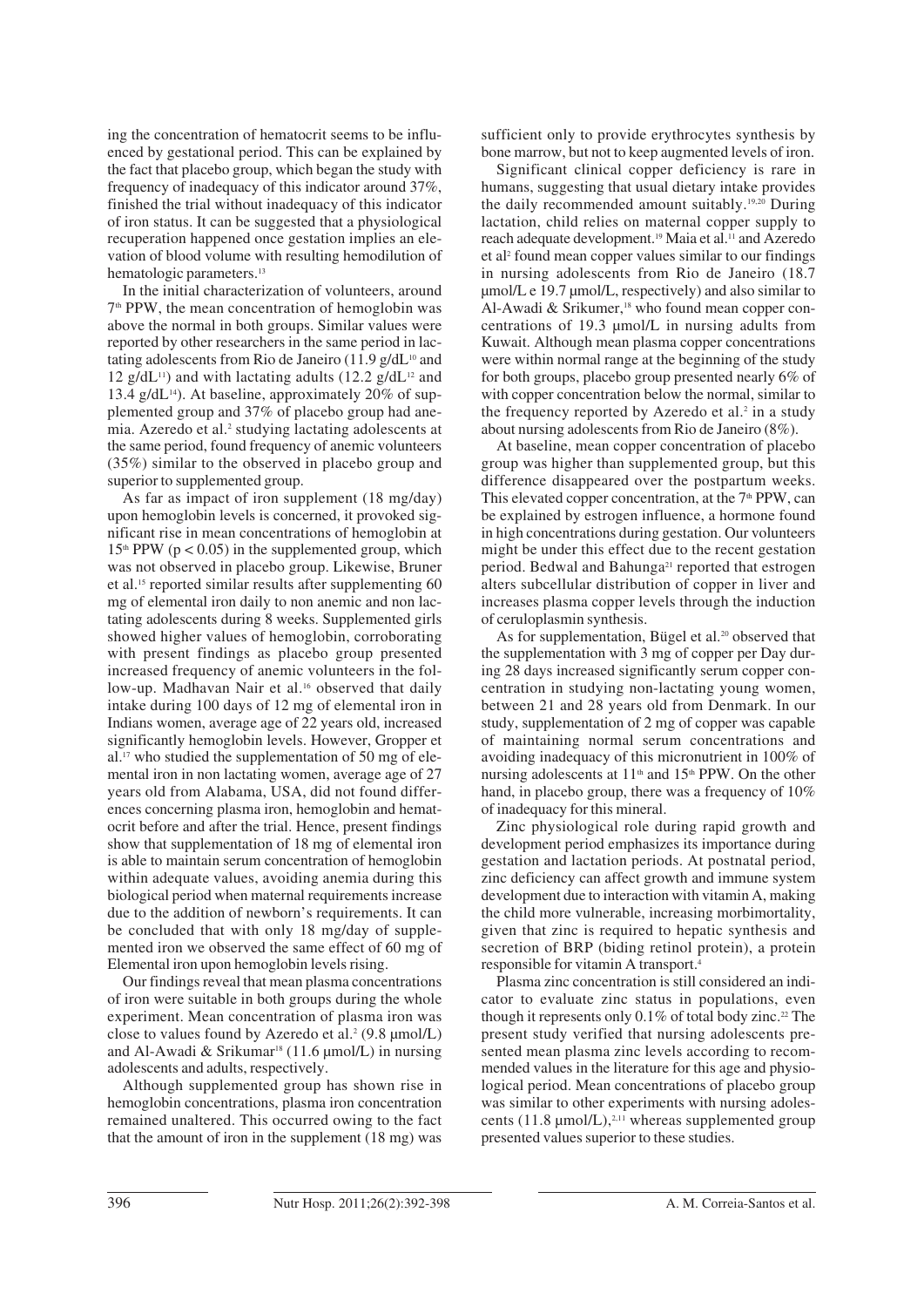ing the concentration of hematocrit seems to be influenced by gestational period. This can be explained by the fact that placebo group, which began the study with frequency of inadequacy of this indicator around 37%, finished the trial without inadequacy of this indicator of iron status. It can be suggested that a physiological recuperation happened once gestation implies an elevation of blood volume with resulting hemodilution of hematologic parameters.[13]

In the initial characterization of volunteers, around 7th PPW, the mean concentration of hemoglobin was above the normal in both groups. Similar values were reported by other researchers in the same period in lactating adolescents from Rio de Janeiro (11.9 g/dL[10] and 12 g/dL[11]) and with lactating adults (12.2 g/dL[12] and 13.4 g/dL[14]). At baseline, approximately 20% of supplemented group and 37% of placebo group had anemia. Azeredo et al.[2] studying lactating adolescents at the same period, found frequency of anemic volunteers (35%) similar to the observed in placebo group and superior to supplemented group.

As far as impact of iron supplement (18 mg/day) upon hemoglobin levels is concerned, it provoked significant rise in mean concentrations of hemoglobin at 15th PPW ($p < 0.05$) in the supplemented group, which was not observed in placebo group. Likewise, Bruner et al.[15] reported similar results after supplementing 60 mg of elemental iron daily to non anemic and non lactating adolescents during 8 weeks. Supplemented girls showed higher values of hemoglobin, corroborating with present findings as placebo group presented increased frequency of anemic volunteers in the follow-up. Madhavan Nair et al.[16] observed that daily intake during 100 days of 12 mg of elemental iron in Indians women, average age of 22 years old, increased significantly hemoglobin levels. However, Gropper et al.[17] who studied the supplementation of 50 mg of elemental iron in non lactating women, average age of 27 years old from Alabama, USA, did not found differences concerning plasma iron, hemoglobin and hematocrit before and after the trial. Hence, present findings show that supplementation of 18 mg of elemental iron is able to maintain serum concentration of hemoglobin within adequate values, avoiding anemia during this biological period when maternal requirements increase due to the addition of newborn's requirements. It can be concluded that with only 18 mg/day of supplemented iron we observed the same effect of 60 mg of Elemental iron upon hemoglobin levels rising.

Our findings reveal that mean plasma concentrations of iron were suitable in both groups during the whole experiment. Mean concentration of plasma iron was close to values found by Azeredo et al.[2] (9.8 µmol/L) and Al-Awadi & Srikumar[18] (11.6 µmol/L) in nursing adolescents and adults, respectively.

Although supplemented group has shown rise in hemoglobin concentrations, plasma iron concentration remained unaltered. This occurred owing to the fact that the amount of iron in the supplement (18 mg) was sufficient only to provide erythrocytes synthesis by bone marrow, but not to keep augmented levels of iron.

Significant clinical copper deficiency is rare in humans, suggesting that usual dietary intake provides the daily recommended amount suitably.[19,20] During lactation, child relies on maternal copper supply to reach adequate development.[19] Maia et al.[11] and Azeredo et al[2] found mean copper values similar to our findings in nursing adolescents from Rio de Janeiro (18.7 µmol/L e 19.7 µmol/L, respectively) and also similar to Al-Awadi & Srikumer,[18] who found mean copper concentrations of 19.3 µmol/L in nursing adults from Kuwait. Although mean plasma copper concentrations were within normal range at the beginning of the study for both groups, placebo group presented nearly 6% of with copper concentration below the normal, similar to the frequency reported by Azeredo et al.[2] in a study about nursing adolescents from Rio de Janeiro (8%).

At baseline, mean copper concentration of placebo group was higher than supplemented group, but this difference disappeared over the postpartum weeks. This elevated copper concentration, at the 7th PPW, can be explained by estrogen influence, a hormone found in high concentrations during gestation. Our volunteers might be under this effect due to the recent gestation period. Bedwal and Bahunga[21] reported that estrogen alters subcellular distribution of copper in liver and increases plasma copper levels through the induction of ceruloplasmin synthesis.

As for supplementation, Bügel et al.[20] observed that the supplementation with 3 mg of copper per Day during 28 days increased significantly serum copper concentration in studying non-lactating young women, between 21 and 28 years old from Denmark. In our study, supplementation of 2 mg of copper was capable of maintaining normal serum concentrations and avoiding inadequacy of this micronutrient in 100% of nursing adolescents at 11th and 15th PPW. On the other hand, in placebo group, there was a frequency of 10% of inadequacy for this mineral.

Zinc physiological role during rapid growth and development period emphasizes its importance during gestation and lactation periods. At postnatal period, zinc deficiency can affect growth and immune system development due to interaction with vitamin A, making the child more vulnerable, increasing morbimortality, given that zinc is required to hepatic synthesis and secretion of BRP (biding retinol protein), a protein responsible for vitamin A transport.[4]

Plasma zinc concentration is still considered an indicator to evaluate zinc status in populations, even though it represents only 0.1% of total body zinc.[22] The present study verified that nursing adolescents presented mean plasma zinc levels according to recommended values in the literature for this age and physiological period. Mean concentrations of placebo group was similar to other experiments with nursing adolescents (11.8 µmol/L),[2,11] whereas supplemented group presented values superior to these studies.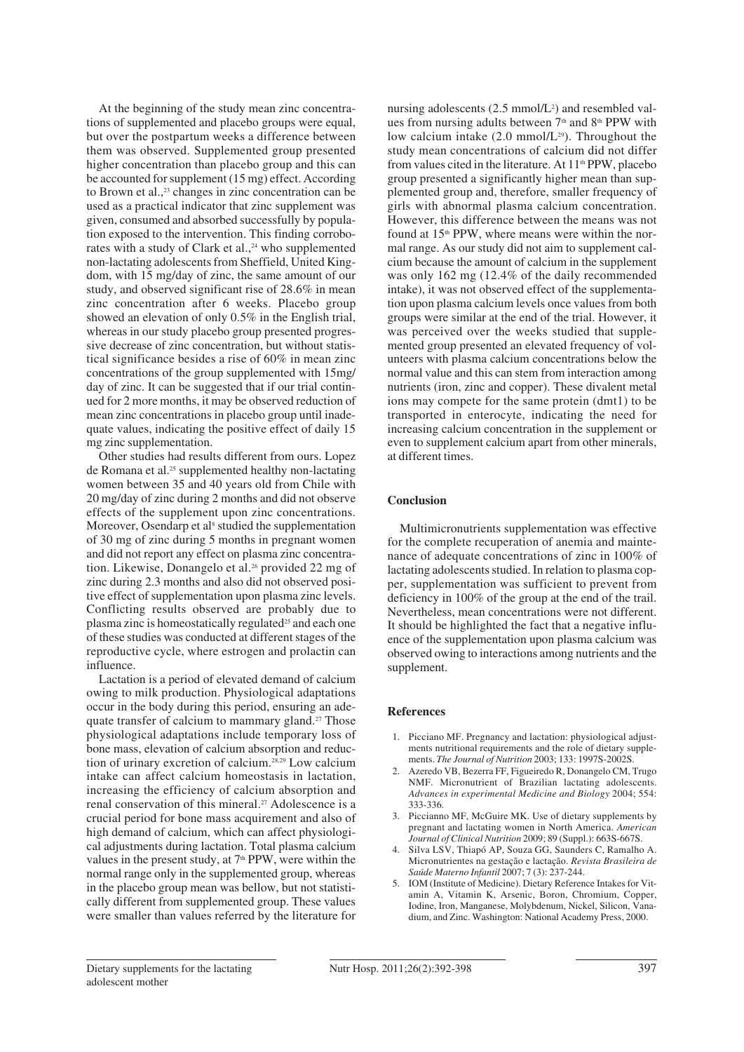At the beginning of the study mean zinc concentrations of supplemented and placebo groups were equal, but over the postpartum weeks a difference between them was observed. Supplemented group presented higher concentration than placebo group and this can be accounted for supplement (15 mg) effect. According to Brown et al.,[23] changes in zinc concentration can be used as a practical indicator that zinc supplement was given, consumed and absorbed successfully by population exposed to the intervention. This finding corroborates with a study of Clark et al.,[24] who supplemented non-lactating adolescents from Sheffield, United Kingdom, with 15 mg/day of zinc, the same amount of our study, and observed significant rise of 28.6% in mean zinc concentration after 6 weeks. Placebo group showed an elevation of only 0.5% in the English trial, whereas in our study placebo group presented progressive decrease of zinc concentration, but without statistical significance besides a rise of 60% in mean zinc concentrations of the group supplemented with 15mg/day of zinc. It can be suggested that if our trial continued for 2 more months, it may be observed reduction of mean zinc concentrations in placebo group until inadequate values, indicating the positive effect of daily 15 mg zinc supplementation.

Other studies had results different from ours. Lopez de Romana et al.[25] supplemented healthy non-lactating women between 35 and 40 years old from Chile with 20 mg/day of zinc during 2 months and did not observe effects of the supplement upon zinc concentrations. Moreover, Osendarp et al[8] studied the supplementation of 30 mg of zinc during 5 months in pregnant women and did not report any effect on plasma zinc concentration. Likewise, Donangelo et al.[26] provided 22 mg of zinc during 2.3 months and also did not observed positive effect of supplementation upon plasma zinc levels. Conflicting results observed are probably due to plasma zinc is homeostatically regulated[25] and each one of these studies was conducted at different stages of the reproductive cycle, where estrogen and prolactin can influence.

Lactation is a period of elevated demand of calcium owing to milk production. Physiological adaptations occur in the body during this period, ensuring an adequate transfer of calcium to mammary gland.[27] Those physiological adaptations include temporary loss of bone mass, elevation of calcium absorption and reduction of urinary excretion of calcium.[28,29] Low calcium intake can affect calcium homeostasis in lactation, increasing the efficiency of calcium absorption and renal conservation of this mineral.[27] Adolescence is a crucial period for bone mass acquirement and also of high demand of calcium, which can affect physiological adjustments during lactation. Total plasma calcium values in the present study, at 7th PPW, were within the normal range only in the supplemented group, whereas in the placebo group mean was bellow, but not statistically different from supplemented group. These values were smaller than values referred by the literature for nursing adolescents (2.5 mmol/L[2]) and resembled values from nursing adults between 7th and 8th PPW with low calcium intake (2.0 mmol/L[29]). Throughout the study mean concentrations of calcium did not differ from values cited in the literature. At 11th PPW, placebo group presented a significantly higher mean than supplemented group and, therefore, smaller frequency of girls with abnormal plasma calcium concentration. However, this difference between the means was not found at 15th PPW, where means were within the normal range. As our study did not aim to supplement calcium because the amount of calcium in the supplement was only 162 mg (12.4% of the daily recommended intake), it was not observed effect of the supplementation upon plasma calcium levels once values from both groups were similar at the end of the trial. However, it was perceived over the weeks studied that supplemented group presented an elevated frequency of volunteers with plasma calcium concentrations below the normal value and this can stem from interaction among nutrients (iron, zinc and copper). These divalent metal ions may compete for the same protein (dmt1) to be transported in enterocyte, indicating the need for increasing calcium concentration in the supplement or even to supplement calcium apart from other minerals, at different times.

## Conclusion

Multimicronutrients supplementation was effective for the complete recuperation of anemia and maintenance of adequate concentrations of zinc in 100% of lactating adolescents studied. In relation to plasma copper, supplementation was sufficient to prevent from deficiency in 100% of the group at the end of the trail. Nevertheless, mean concentrations were not different. It should be highlighted the fact that a negative influence of the supplementation upon plasma calcium was observed owing to interactions among nutrients and the supplement.

## References

1. Picciano MF. Pregnancy and lactation: physiological adjustments nutritional requirements and the role of dietary supplements. *The Journal of Nutrition* 2003; 133: 1997S-2002S.
2. Azeredo VB, Bezerra FF, Figueiredo R, Donangelo CM, Trugo NMF. Micronutrient of Brazilian lactating adolescents. *Advances in experimental Medicine and Biology* 2004; 554: 333-336.
3. Piccianno MF, McGuire MK. Use of dietary supplements by pregnant and lactating women in North America. *American Journal of Clinical Nutrition* 2009; 89 (Suppl.): 663S-667S.
4. Silva LSV, Thiapó AP, Souza GG, Saunders C, Ramalho A. Micronutrientes na gestação e lactação. *Revista Brasileira de Saúde Materno Infantil* 2007; 7 (3): 237-244.
5. IOM (Institute of Medicine). Dietary Reference Intakes for Vitamin A, Vitamin K, Arsenic, Boron, Chromium, Copper, Iodine, Iron, Manganese, Molybdenum, Nickel, Silicon, Vanadium, and Zinc. Washington: National Academy Press, 2000.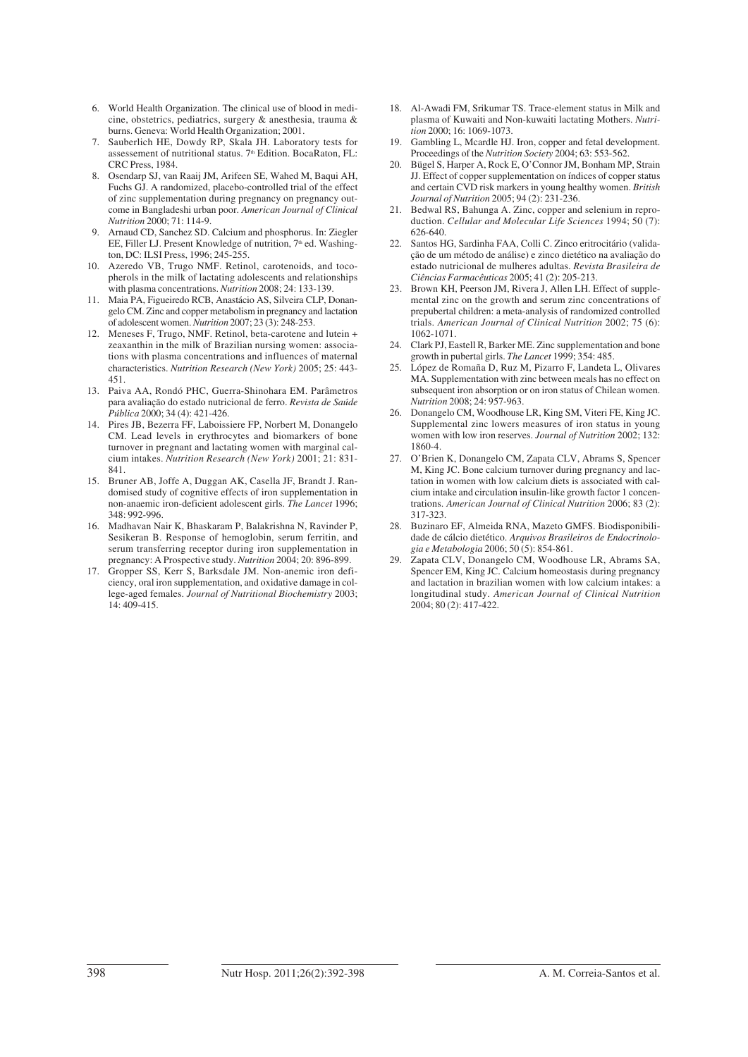6. World Health Organization. The clinical use of blood in medicine, obstetrics, pediatrics, surgery & anesthesia, trauma & burns. Geneva: World Health Organization; 2001.
7. Sauberlich HE, Dowdy RP, Skala JH. Laboratory tests for assessement of nutritional status. 7th Edition. BocaRaton, FL: CRC Press, 1984.
8. Osendarp SJ, van Raaij JM, Arifeen SE, Wahed M, Baqui AH, Fuchs GJ. A randomized, placebo-controlled trial of the effect of zinc supplementation during pregnancy on pregnancy outcome in Bangladeshi urban poor. *American Journal of Clinical Nutrition* 2000; 71: 114-9.
9. Arnaud CD, Sanchez SD. Calcium and phosphorus. In: Ziegler EE, Filler LJ. Present Knowledge of nutrition, 7th ed. Washington, DC: ILSI Press, 1996; 245-255.
10. Azeredo VB, Trugo NMF. Retinol, carotenoids, and tocopherols in the milk of lactating adolescents and relationships with plasma concentrations. *Nutrition* 2008; 24: 133-139.
11. Maia PA, Figueiredo RCB, Anastácio AS, Silveira CLP, Donangelo CM. Zinc and copper metabolism in pregnancy and lactation of adolescent women. *Nutrition* 2007; 23 (3): 248-253.
12. Meneses F, Trugo, NMF. Retinol, beta-carotene and lutein + zeaxanthin in the milk of Brazilian nursing women: associations with plasma concentrations and influences of maternal characteristics. *Nutrition Research (New York)* 2005; 25: 443-451.
13. Paiva AA, Rondó PHC, Guerra-Shinohara EM. Parâmetros para avaliação do estado nutricional de ferro. *Revista de Saúde Pública* 2000; 34 (4): 421-426.
14. Pires JB, Bezerra FF, Laboissiere FP, Norbert M, Donangelo CM. Lead levels in erythrocytes and biomarkers of bone turnover in pregnant and lactating women with marginal calcium intakes. *Nutrition Research (New York)* 2001; 21: 831-841.
15. Bruner AB, Joffe A, Duggan AK, Casella JF, Brandt J. Randomised study of cognitive effects of iron supplementation in non-anaemic iron-deficient adolescent girls. *The Lancet* 1996; 348: 992-996.
16. Madhavan Nair K, Bhaskaram P, Balakrishna N, Ravinder P, Sesikeran B. Response of hemoglobin, serum ferritin, and serum transferring receptor during iron supplementation in pregnancy: A Prospective study. *Nutrition* 2004; 20: 896-899.
17. Gropper SS, Kerr S, Barksdale JM. Non-anemic iron deficiency, oral iron supplementation, and oxidative damage in college-aged females. *Journal of Nutritional Biochemistry* 2003; 14: 409-415.
18. Al-Awadi FM, Srikumar TS. Trace-element status in Milk and plasma of Kuwaiti and Non-kuwaiti lactating Mothers. *Nutrition* 2000; 16: 1069-1073.
19. Gambling L, Mcardle HJ. Iron, copper and fetal development. Proceedings of the *Nutrition Society* 2004; 63: 553-562.
20. Bügel S, Harper A, Rock E, O'Connor JM, Bonham MP, Strain JJ. Effect of copper supplementation on índices of copper status and certain CVD risk markers in young healthy women. *British Journal of Nutrition* 2005; 94 (2): 231-236.
21. Bedwal RS, Bahunga A. Zinc, copper and selenium in reproduction. *Cellular and Molecular Life Sciences* 1994; 50 (7): 626-640.
22. Santos HG, Sardinha FAA, Colli C. Zinco eritrocitário (validação de um método de análise) e zinco dietético na avaliação do estado nutricional de mulheres adultas. *Revista Brasileira de Ciências Farmacêuticas* 2005; 41 (2): 205-213.
23. Brown KH, Peerson JM, Rivera J, Allen LH. Effect of supplemental zinc on the growth and serum zinc concentrations of prepubertal children: a meta-analysis of randomized controlled trials. *American Journal of Clinical Nutrition* 2002; 75 (6): 1062-1071.
24. Clark PJ, Eastell R, Barker ME. Zinc supplementation and bone growth in pubertal girls. *The Lancet* 1999; 354: 485.
25. López de Romaña D, Ruz M, Pizarro F, Landeta L, Olivares MA. Supplementation with zinc between meals has no effect on subsequent iron absorption or on iron status of Chilean women. *Nutrition* 2008; 24: 957-963.
26. Donangelo CM, Woodhouse LR, King SM, Viteri FE, King JC. Supplemental zinc lowers measures of iron status in young women with low iron reserves. *Journal of Nutrition* 2002; 132: 1860-4.
27. O'Brien K, Donangelo CM, Zapata CLV, Abrams S, Spencer M, King JC. Bone calcium turnover during pregnancy and lactation in women with low calcium diets is associated with calcium intake and circulation insulin-like growth factor 1 concentrations. *American Journal of Clinical Nutrition* 2006; 83 (2): 317-323.
28. Buzinaro EF, Almeida RNA, Mazeto GMFS. Biodisponibilidade de cálcio dietético. *Arquivos Brasileiros de Endocrinologia e Metabologia* 2006; 50 (5): 854-861.
29. Zapata CLV, Donangelo CM, Woodhouse LR, Abrams SA, Spencer EM, King JC. Calcium homeostasis during pregnancy and lactation in brazilian women with low calcium intakes: a longitudinal study. *American Journal of Clinical Nutrition* 2004; 80 (2): 417-422.